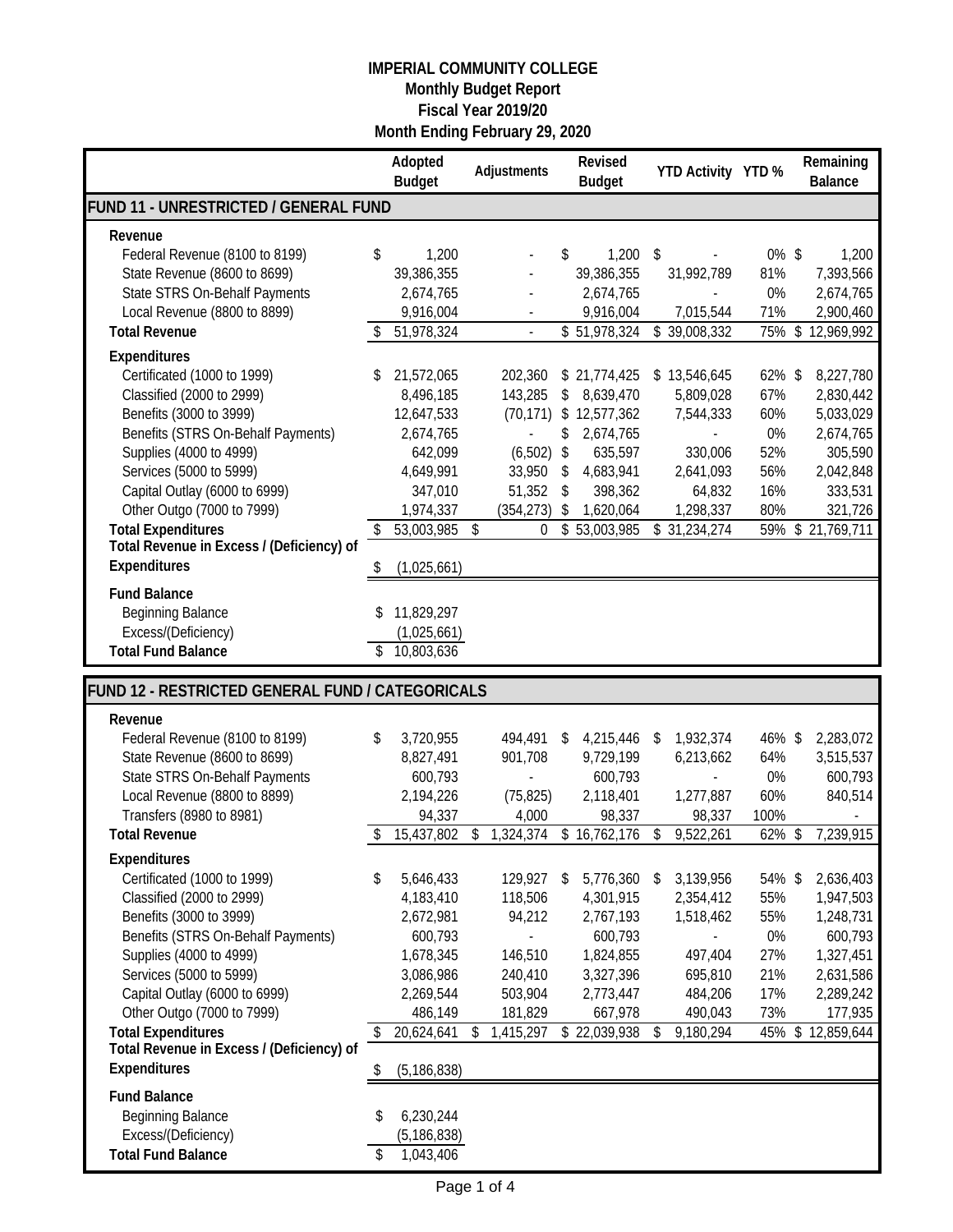# IMPERIAL COMMUNITY COLLEGE

## Monthly Budget Report

## Fiscal Year 2019/20

## Month Ending February 29, 2020

| | Adopted Budget | Adjustments | Revised Budget | YTD Activity | YTD % | Remaining Balance |
|---|---|---|---|---|---|---|
| **FUND 11 - UNRESTRICTED / GENERAL FUND** | | | | | | |
| **Revenue** | | | | | | |
| Federal Revenue (8100 to 8199) | $ 1,200 | - | $ 1,200 | $ - | 0% | $ 1,200 |
| State Revenue (8600 to 8699) | 39,386,355 | - | 39,386,355 | 31,992,789 | 81% | 7,393,566 |
| State STRS On-Behalf Payments | 2,674,765 | - | 2,674,765 | - | 0% | 2,674,765 |
| Local Revenue (8800 to 8899) | 9,916,004 | - | 9,916,004 | 7,015,544 | 71% | 2,900,460 |
| **Total Revenue** | $ 51,978,324 | - | $ 51,978,324 | $ 39,008,332 | 75% | $ 12,969,992 |
| **Expenditures** | | | | | | |
| Certificated (1000 to 1999) | $ 21,572,065 | 202,360 | $ 21,774,425 | $ 13,546,645 | 62% | $ 8,227,780 |
| Classified (2000 to 2999) | 8,496,185 | 143,285 | $ 8,639,470 | 5,809,028 | 67% | 2,830,442 |
| Benefits (3000 to 3999) | 12,647,533 | (70,171) | $ 12,577,362 | 7,544,333 | 60% | 5,033,029 |
| Benefits (STRS On-Behalf Payments) | 2,674,765 | - | $ 2,674,765 | - | 0% | 2,674,765 |
| Supplies (4000 to 4999) | 642,099 | (6,502) | $ 635,597 | 330,006 | 52% | 305,590 |
| Services (5000 to 5999) | 4,649,991 | 33,950 | $ 4,683,941 | 2,641,093 | 56% | 2,042,848 |
| Capital Outlay (6000 to 6999) | 347,010 | 51,352 | $ 398,362 | 64,832 | 16% | 333,531 |
| Other Outgo (7000 to 7999) | 1,974,337 | (354,273) | $ 1,620,064 | 1,298,337 | 80% | 321,726 |
| **Total Expenditures** | $ 53,003,985 | $ 0 | $ 53,003,985 | $ 31,234,274 | 59% | $ 21,769,711 |
| **Total Revenue in Excess / (Deficiency) of Expenditures** | $ (1,025,661) | | | | | |
| **Fund Balance** | | | | | | |
| Beginning Balance | $ 11,829,297 | | | | | |
| Excess/(Deficiency) | (1,025,661) | | | | | |
| **Total Fund Balance** | $ 10,803,636 | | | | | |

| | Adopted Budget | Adjustments | Revised Budget | YTD Activity | YTD % | Remaining Balance |
|---|---|---|---|---|---|---|
| **FUND 12 - RESTRICTED GENERAL FUND / CATEGORICALS** | | | | | | |
| **Revenue** | | | | | | |
| Federal Revenue (8100 to 8199) | $ 3,720,955 | 494,491 | $ 4,215,446 | $ 1,932,374 | 46% | $ 2,283,072 |
| State Revenue (8600 to 8699) | 8,827,491 | 901,708 | 9,729,199 | 6,213,662 | 64% | 3,515,537 |
| State STRS On-Behalf Payments | 600,793 | - | 600,793 | - | 0% | 600,793 |
| Local Revenue (8800 to 8899) | 2,194,226 | (75,825) | 2,118,401 | 1,277,887 | 60% | 840,514 |
| Transfers (8980 to 8981) | 94,337 | 4,000 | 98,337 | 98,337 | 100% | - |
| **Total Revenue** | $ 15,437,802 | $ 1,324,374 | $ 16,762,176 | $ 9,522,261 | 62% | $ 7,239,915 |
| **Expenditures** | | | | | | |
| Certificated (1000 to 1999) | $ 5,646,433 | 129,927 | $ 5,776,360 | $ 3,139,956 | 54% | $ 2,636,403 |
| Classified (2000 to 2999) | 4,183,410 | 118,506 | 4,301,915 | 2,354,412 | 55% | 1,947,503 |
| Benefits (3000 to 3999) | 2,672,981 | 94,212 | 2,767,193 | 1,518,462 | 55% | 1,248,731 |
| Benefits (STRS On-Behalf Payments) | 600,793 | - | 600,793 | - | 0% | 600,793 |
| Supplies (4000 to 4999) | 1,678,345 | 146,510 | 1,824,855 | 497,404 | 27% | 1,327,451 |
| Services (5000 to 5999) | 3,086,986 | 240,410 | 3,327,396 | 695,810 | 21% | 2,631,586 |
| Capital Outlay (6000 to 6999) | 2,269,544 | 503,904 | 2,773,447 | 484,206 | 17% | 2,289,242 |
| Other Outgo (7000 to 7999) | 486,149 | 181,829 | 667,978 | 490,043 | 73% | 177,935 |
| **Total Expenditures** | $ 20,624,641 | $ 1,415,297 | $ 22,039,938 | $ 9,180,294 | 45% | $ 12,859,644 |
| **Total Revenue in Excess / (Deficiency) of Expenditures** | $ (5,186,838) | | | | | |
| **Fund Balance** | | | | | | |
| Beginning Balance | $ 6,230,244 | | | | | |
| Excess/(Deficiency) | (5,186,838) | | | | | |
| **Total Fund Balance** | $ 1,043,406 | | | | | |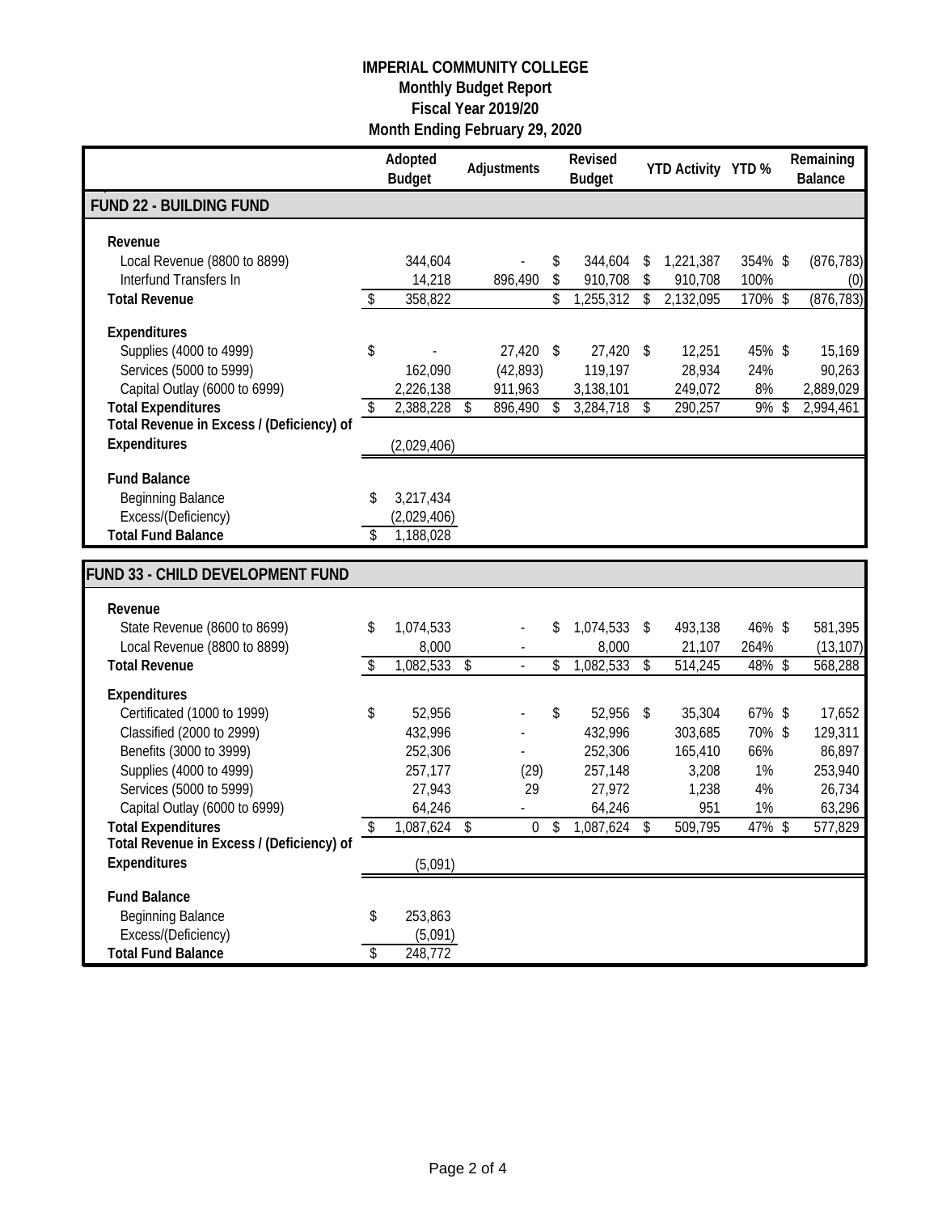# IMPERIAL COMMUNITY COLLEGE
## Monthly Budget Report
## Fiscal Year 2019/20
## Month Ending February 29, 2020

| | Adopted Budget | Adjustments | Revised Budget | YTD Activity | YTD % | Remaining Balance |
|---|---|---|---|---|---|---|
| **FUND 22 - BUILDING FUND** | | | | | | |
| **Revenue** | | | | | | |
| Local Revenue (8800 to 8899) | 344,604 | - | $ 344,604 | $ 1,221,387 | 354% | $ (876,783) |
| Interfund Transfers In | 14,218 | 896,490 | $ 910,708 | $ 910,708 | 100% | (0) |
| **Total Revenue** | $ 358,822 | | $ 1,255,312 | $ 2,132,095 | 170% | $ (876,783) |
| **Expenditures** | | | | | | |
| Supplies (4000 to 4999) | $ - | 27,420 | $ 27,420 | $ 12,251 | 45% | $ 15,169 |
| Services (5000 to 5999) | 162,090 | (42,893) | 119,197 | 28,934 | 24% | 90,263 |
| Capital Outlay (6000 to 6999) | 2,226,138 | 911,963 | 3,138,101 | 249,072 | 8% | 2,889,029 |
| **Total Expenditures** | $ 2,388,228 | $ 896,490 | $ 3,284,718 | $ 290,257 | 9% | $ 2,994,461 |
| **Total Revenue in Excess / (Deficiency) of Expenditures** | (2,029,406) | | | | | |
| **Fund Balance** | | | | | | |
| Beginning Balance | $ 3,217,434 | | | | | |
| Excess/(Deficiency) | (2,029,406) | | | | | |
| **Total Fund Balance** | $ 1,188,028 | | | | | |

| | Adopted Budget | Adjustments | Revised Budget | YTD Activity | YTD % | Remaining Balance |
|---|---|---|---|---|---|---|
| **FUND 33 - CHILD DEVELOPMENT FUND** | | | | | | |
| **Revenue** | | | | | | |
| State Revenue (8600 to 8699) | $ 1,074,533 | - | $ 1,074,533 | $ 493,138 | 46% | $ 581,395 |
| Local Revenue (8800 to 8899) | 8,000 | - | 8,000 | 21,107 | 264% | (13,107) |
| **Total Revenue** | $ 1,082,533 | $ - | $ 1,082,533 | $ 514,245 | 48% | $ 568,288 |
| **Expenditures** | | | | | | |
| Certificated (1000 to 1999) | $ 52,956 | - | $ 52,956 | $ 35,304 | 67% | $ 17,652 |
| Classified (2000 to 2999) | 432,996 | - | 432,996 | 303,685 | 70% | $ 129,311 |
| Benefits (3000 to 3999) | 252,306 | - | 252,306 | 165,410 | 66% | 86,897 |
| Supplies (4000 to 4999) | 257,177 | (29) | 257,148 | 3,208 | 1% | 253,940 |
| Services (5000 to 5999) | 27,943 | 29 | 27,972 | 1,238 | 4% | 26,734 |
| Capital Outlay (6000 to 6999) | 64,246 | - | 64,246 | 951 | 1% | 63,296 |
| **Total Expenditures** | $ 1,087,624 | $ 0 | $ 1,087,624 | $ 509,795 | 47% | $ 577,829 |
| **Total Revenue in Excess / (Deficiency) of Expenditures** | (5,091) | | | | | |
| **Fund Balance** | | | | | | |
| Beginning Balance | $ 253,863 | | | | | |
| Excess/(Deficiency) | (5,091) | | | | | |
| **Total Fund Balance** | $ 248,772 | | | | | |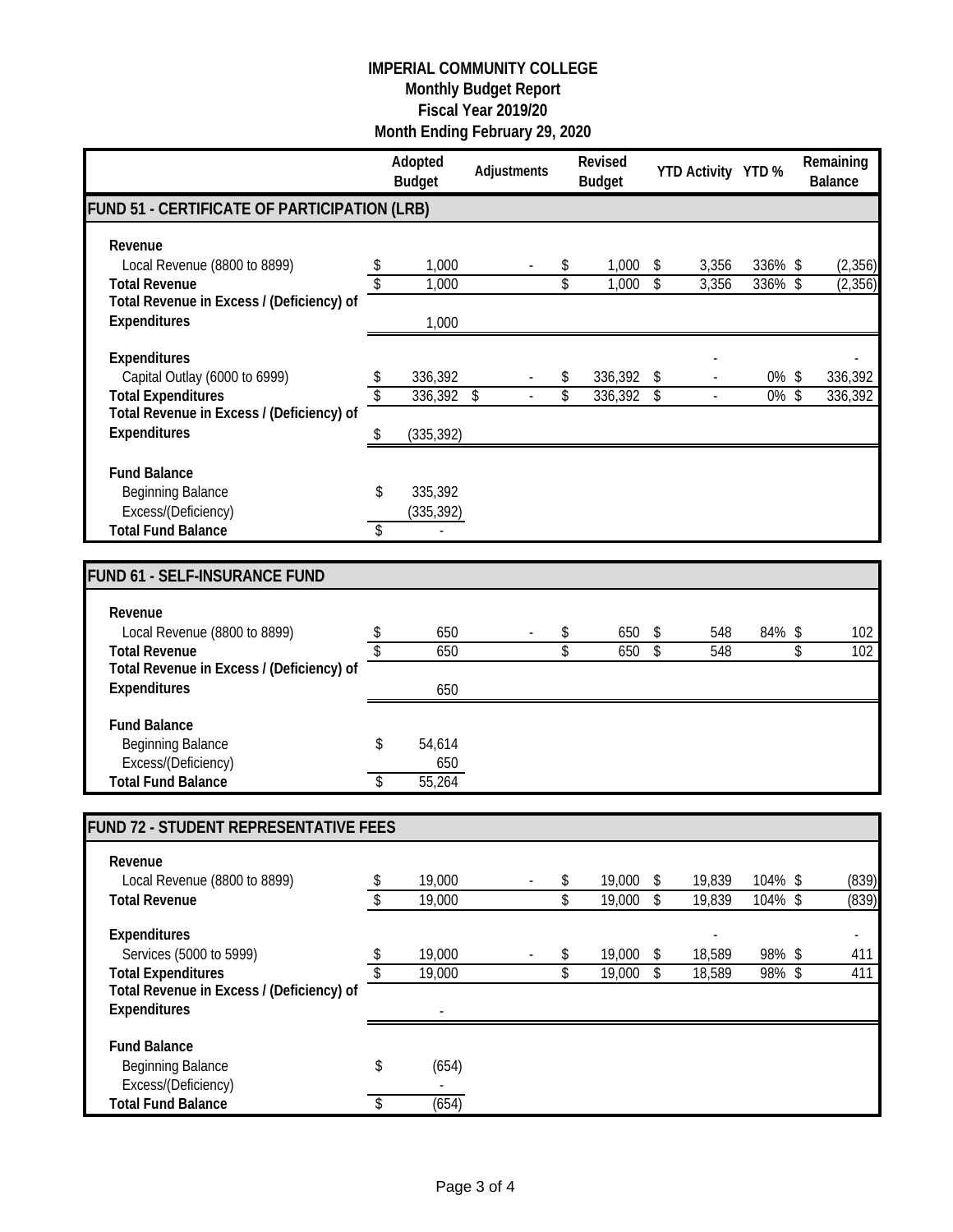# IMPERIAL COMMUNITY COLLEGE
## Monthly Budget Report
## Fiscal Year 2019/20
## Month Ending February 29, 2020

| | Adopted Budget | Adjustments | Revised Budget | YTD Activity | YTD % | Remaining Balance |
|---|---|---|---|---|---|---|
| **FUND 51 - CERTIFICATE OF PARTICIPATION (LRB)** | | | | | | |
| **Revenue** | | | | | | |
| Local Revenue (8800 to 8899) | $ 1,000 | - | $ 1,000 | $ 3,356 | 336% | $ (2,356) |
| **Total Revenue** | $ 1,000 | | $ 1,000 | $ 3,356 | 336% | $ (2,356) |
| **Total Revenue in Excess / (Deficiency) of Expenditures** | 1,000 | | | | | |
| **Expenditures** | | | | - | | - |
| Capital Outlay (6000 to 6999) | $ 336,392 | - | $ 336,392 | $ - | 0% | $ 336,392 |
| **Total Expenditures** | $ 336,392 | $ - | $ 336,392 | $ - | 0% | $ 336,392 |
| **Total Revenue in Excess / (Deficiency) of Expenditures** | $ (335,392) | | | | | |
| **Fund Balance** | | | | | | |
| Beginning Balance | $ 335,392 | | | | | |
| Excess/(Deficiency) | (335,392) | | | | | |
| **Total Fund Balance** | $ - | | | | | |

| | Adopted Budget | Adjustments | Revised Budget | YTD Activity | YTD % | Remaining Balance |
|---|---|---|---|---|---|---|
| **FUND 61 - SELF-INSURANCE FUND** | | | | | | |
| **Revenue** | | | | | | |
| Local Revenue (8800 to 8899) | $ 650 | - | $ 650 | $ 548 | 84% | $ 102 |
| **Total Revenue** | $ 650 | | $ 650 | $ 548 | | $ 102 |
| **Total Revenue in Excess / (Deficiency) of Expenditures** | 650 | | | | | |
| **Fund Balance** | | | | | | |
| Beginning Balance | $ 54,614 | | | | | |
| Excess/(Deficiency) | 650 | | | | | |
| **Total Fund Balance** | $ 55,264 | | | | | |

| | Adopted Budget | Adjustments | Revised Budget | YTD Activity | YTD % | Remaining Balance |
|---|---|---|---|---|---|---|
| **FUND 72 - STUDENT REPRESENTATIVE FEES** | | | | | | |
| **Revenue** | | | | | | |
| Local Revenue (8800 to 8899) | $ 19,000 | - | $ 19,000 | $ 19,839 | 104% | $ (839) |
| **Total Revenue** | $ 19,000 | | $ 19,000 | $ 19,839 | 104% | $ (839) |
| **Expenditures** | | | | - | | - |
| Services (5000 to 5999) | $ 19,000 | - | $ 19,000 | $ 18,589 | 98% | $ 411 |
| **Total Expenditures** | $ 19,000 | | $ 19,000 | $ 18,589 | 98% | $ 411 |
| **Total Revenue in Excess / (Deficiency) of Expenditures** | - | | | | | |
| **Fund Balance** | | | | | | |
| Beginning Balance | $ (654) | | | | | |
| Excess/(Deficiency) | - | | | | | |
| **Total Fund Balance** | $ (654) | | | | | |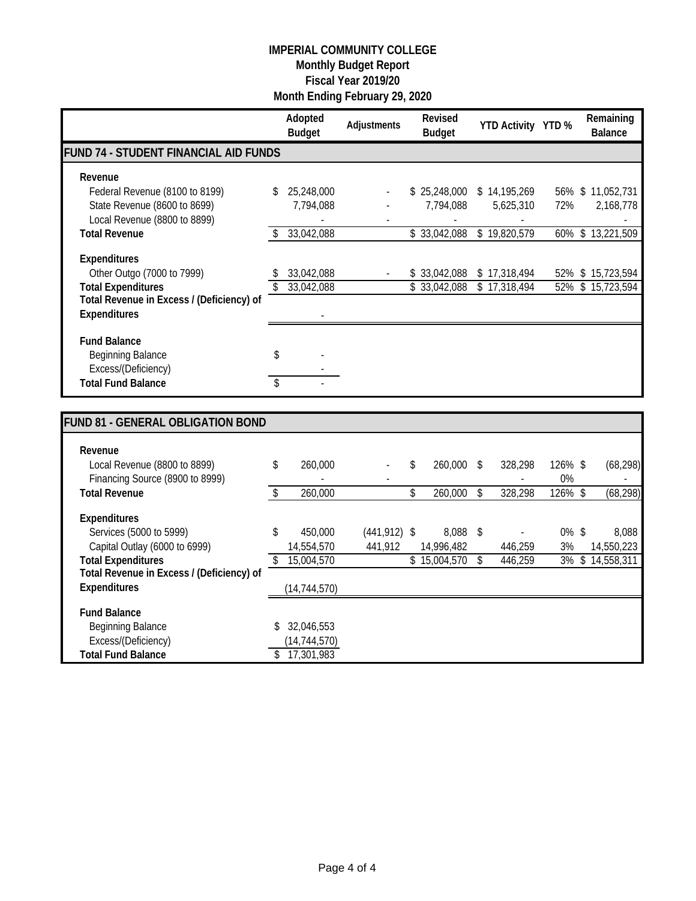# IMPERIAL COMMUNITY COLLEGE
## Monthly Budget Report
## Fiscal Year 2019/20
## Month Ending February 29, 2020

| | Adopted Budget | Adjustments | Revised Budget | YTD Activity | YTD % | Remaining Balance |
|---|---|---|---|---|---|---|
| **FUND 74 - STUDENT FINANCIAL AID FUNDS** | | | | | | |
| **Revenue** | | | | | | |
| Federal Revenue (8100 to 8199) | $ 25,248,000 | - | $ 25,248,000 | $ 14,195,269 | 56% | $ 11,052,731 |
| State Revenue (8600 to 8699) | 7,794,088 | - | 7,794,088 | 5,625,310 | 72% | 2,168,778 |
| Local Revenue (8800 to 8899) | - | - | - | - | | - |
| **Total Revenue** | $ 33,042,088 | | $ 33,042,088 | $ 19,820,579 | 60% | $ 13,221,509 |
| **Expenditures** | | | | | | |
| Other Outgo (7000 to 7999) | $ 33,042,088 | - | $ 33,042,088 | $ 17,318,494 | 52% | $ 15,723,594 |
| **Total Expenditures** | $ 33,042,088 | | $ 33,042,088 | $ 17,318,494 | 52% | $ 15,723,594 |
| **Total Revenue in Excess / (Deficiency) of Expenditures** | - | | | | | |
| **Fund Balance** | | | | | | |
| Beginning Balance | $ - | | | | | |
| Excess/(Deficiency) | - | | | | | |
| **Total Fund Balance** | $ - | | | | | |

| | Adopted Budget | Adjustments | Revised Budget | YTD Activity | YTD % | Remaining Balance |
|---|---|---|---|---|---|---|
| **FUND 81 - GENERAL OBLIGATION BOND** | | | | | | |
| **Revenue** | | | | | | |
| Local Revenue (8800 to 8899) | $ 260,000 | - | $ 260,000 | $ 328,298 | 126% | $ (68,298) |
| Financing Source (8900 to 8999) | - | - | | - | 0% | - |
| **Total Revenue** | $ 260,000 | | $ 260,000 | $ 328,298 | 126% | $ (68,298) |
| **Expenditures** | | | | | | |
| Services (5000 to 5999) | $ 450,000 | (441,912) | $ 8,088 | $ - | 0% | $ 8,088 |
| Capital Outlay (6000 to 6999) | 14,554,570 | 441,912 | 14,996,482 | 446,259 | 3% | 14,550,223 |
| **Total Expenditures** | $ 15,004,570 | | $ 15,004,570 | $ 446,259 | 3% | $ 14,558,311 |
| **Total Revenue in Excess / (Deficiency) of Expenditures** | (14,744,570) | | | | | |
| **Fund Balance** | | | | | | |
| Beginning Balance | $ 32,046,553 | | | | | |
| Excess/(Deficiency) | (14,744,570) | | | | | |
| **Total Fund Balance** | $ 17,301,983 | | | | | |